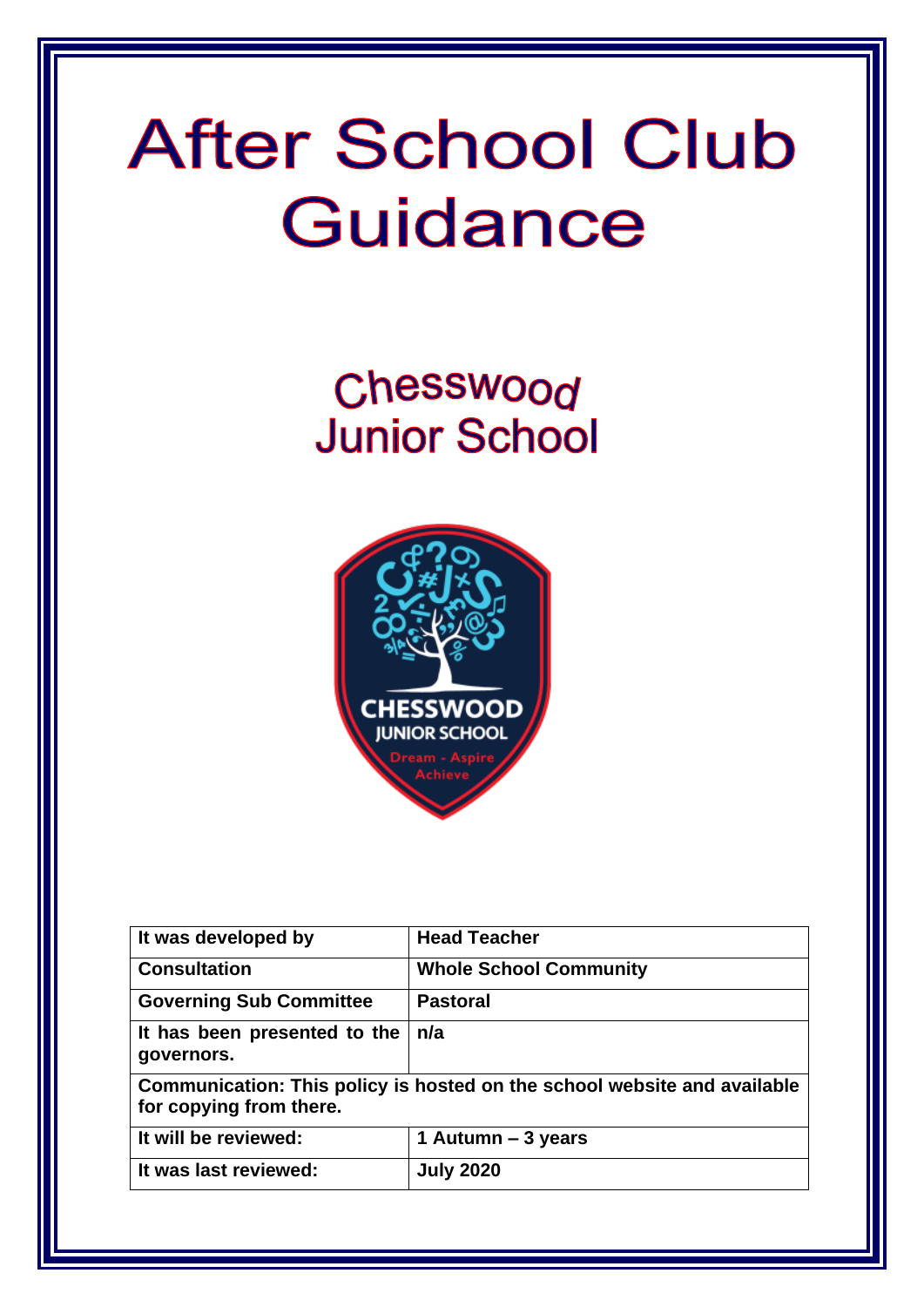# After School Club Guidance

## Chesswood Junior School

| It was developed by | Head Teacher |
|---|---|
| Consultation | Whole School Community |
| Governing Sub Committee | Pastoral |
| It has been presented to the governors. | n/a |
| Communication: This policy is hosted on the school website and available for copying from there. | |
| It will be reviewed: | 1 Autumn – 3 years |
| It was last reviewed: | July 2020 |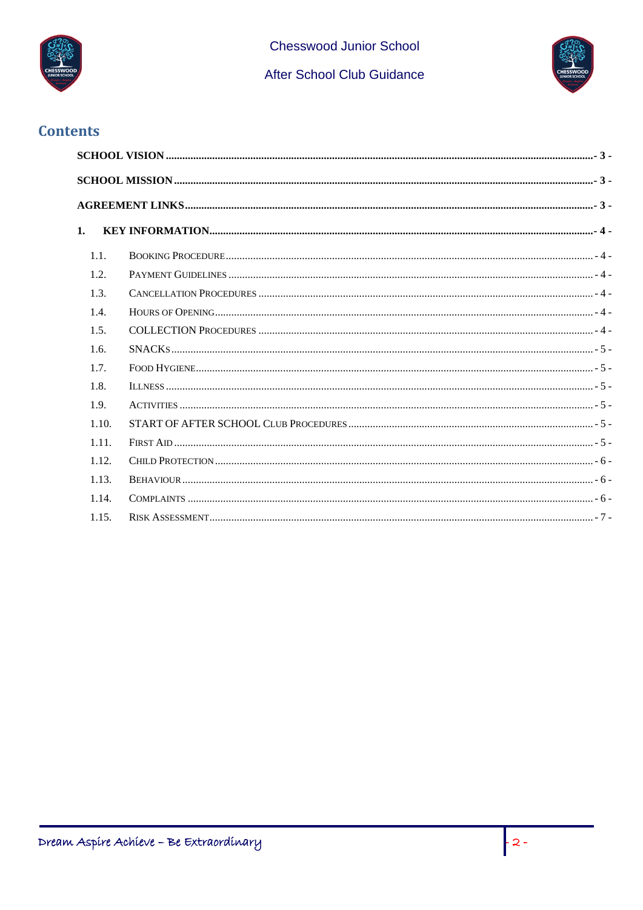## Contents

- SCHOOL VISION - 3 -
- SCHOOL MISSION - 3 -
- AGREEMENT LINKS - 3 -
- 1. KEY INFORMATION - 4 -
  - 1.1. Booking Procedure - 4 -
  - 1.2. Payment Guidelines - 4 -
  - 1.3. Cancellation Procedures - 4 -
  - 1.4. Hours of Opening - 4 -
  - 1.5. COLLECTION Procedures - 4 -
  - 1.6. SNACKs - 5 -
  - 1.7. Food Hygiene - 5 -
  - 1.8. Illness - 5 -
  - 1.9. Activities - 5 -
  - 1.10. START OF AFTER SCHOOL Club Procedures - 5 -
  - 1.11. First Aid - 5 -
  - 1.12. Child Protection - 6 -
  - 1.13. Behaviour - 6 -
  - 1.14. Complaints - 6 -
  - 1.15. Risk Assessment - 7 -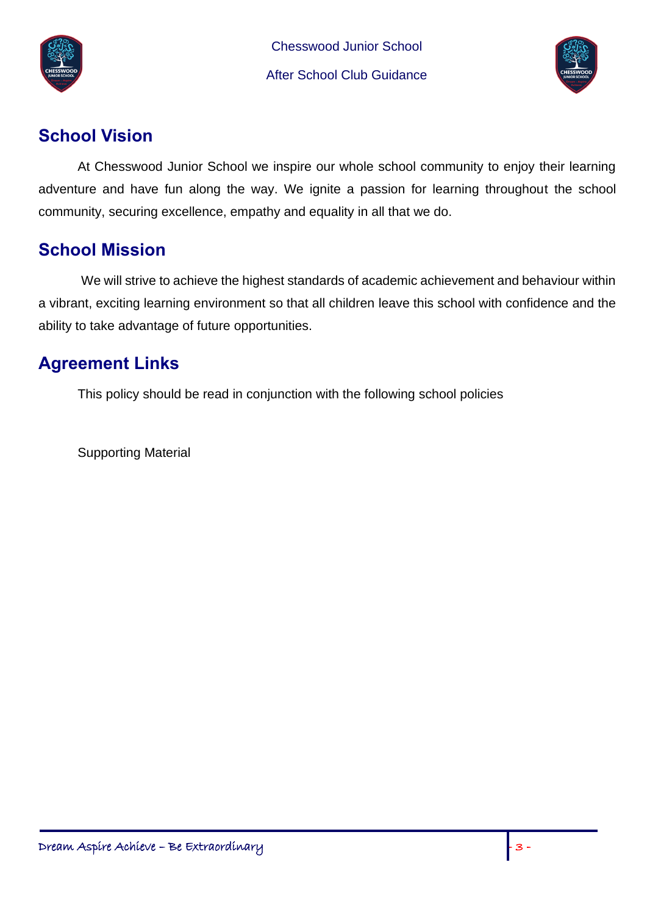## School Vision

At Chesswood Junior School we inspire our whole school community to enjoy their learning adventure and have fun along the way. We ignite a passion for learning throughout the school community, securing excellence, empathy and equality in all that we do.

## School Mission

We will strive to achieve the highest standards of academic achievement and behaviour within a vibrant, exciting learning environment so that all children leave this school with confidence and the ability to take advantage of future opportunities.

## Agreement Links

This policy should be read in conjunction with the following school policies

Supporting Material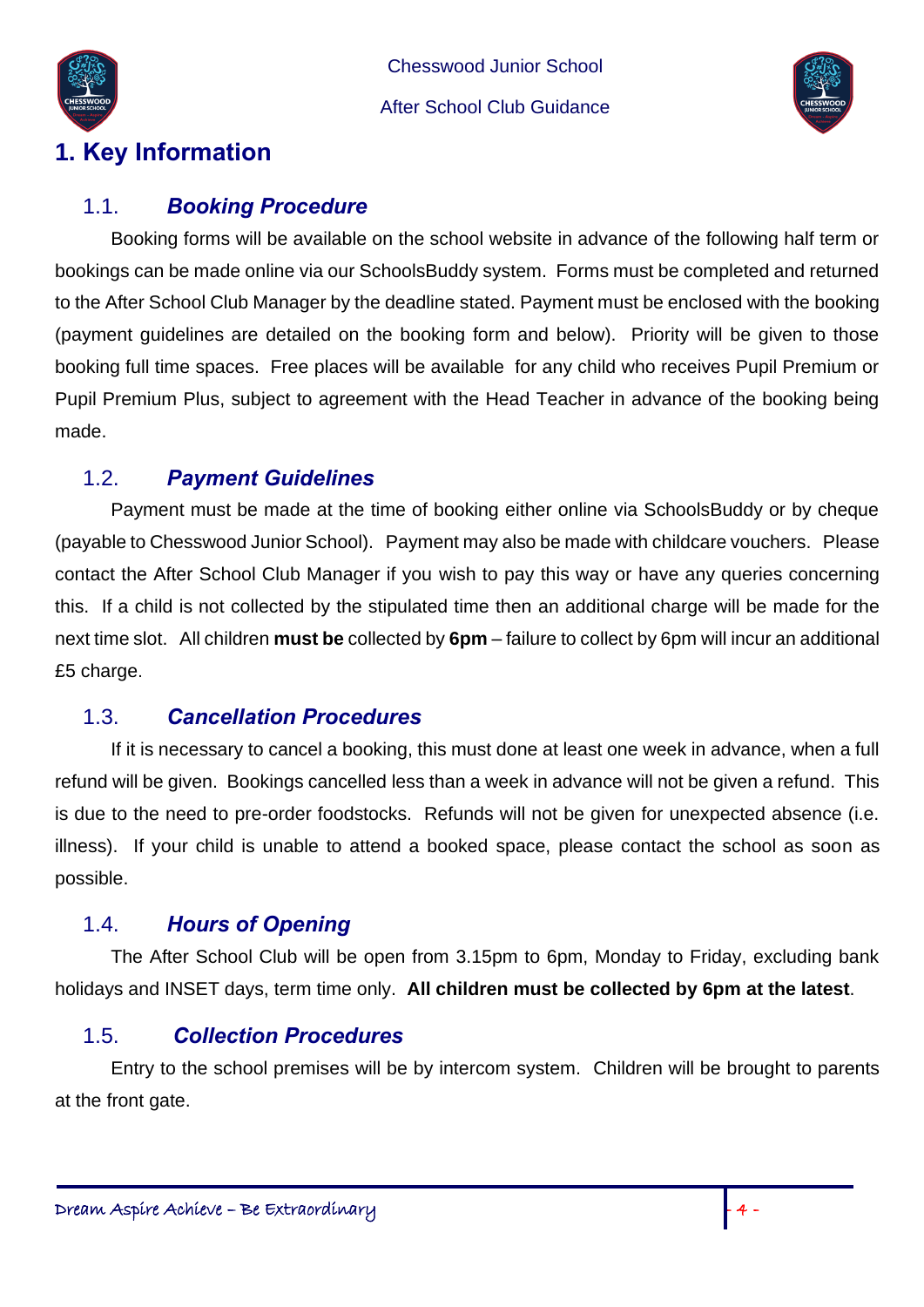# 1. Key Information

## 1.1. *Booking Procedure*

Booking forms will be available on the school website in advance of the following half term or bookings can be made online via our SchoolsBuddy system. Forms must be completed and returned to the After School Club Manager by the deadline stated. Payment must be enclosed with the booking (payment guidelines are detailed on the booking form and below). Priority will be given to those booking full time spaces. Free places will be available for any child who receives Pupil Premium or Pupil Premium Plus, subject to agreement with the Head Teacher in advance of the booking being made.

## 1.2. *Payment Guidelines*

Payment must be made at the time of booking either online via SchoolsBuddy or by cheque (payable to Chesswood Junior School). Payment may also be made with childcare vouchers. Please contact the After School Club Manager if you wish to pay this way or have any queries concerning this. If a child is not collected by the stipulated time then an additional charge will be made for the next time slot. All children **must be** collected by **6pm** – failure to collect by 6pm will incur an additional £5 charge.

## 1.3. *Cancellation Procedures*

If it is necessary to cancel a booking, this must done at least one week in advance, when a full refund will be given. Bookings cancelled less than a week in advance will not be given a refund. This is due to the need to pre-order foodstocks. Refunds will not be given for unexpected absence (i.e. illness). If your child is unable to attend a booked space, please contact the school as soon as possible.

## 1.4. *Hours of Opening*

The After School Club will be open from 3.15pm to 6pm, Monday to Friday, excluding bank holidays and INSET days, term time only. **All children must be collected by 6pm at the latest**.

## 1.5. *Collection Procedures*

Entry to the school premises will be by intercom system. Children will be brought to parents at the front gate.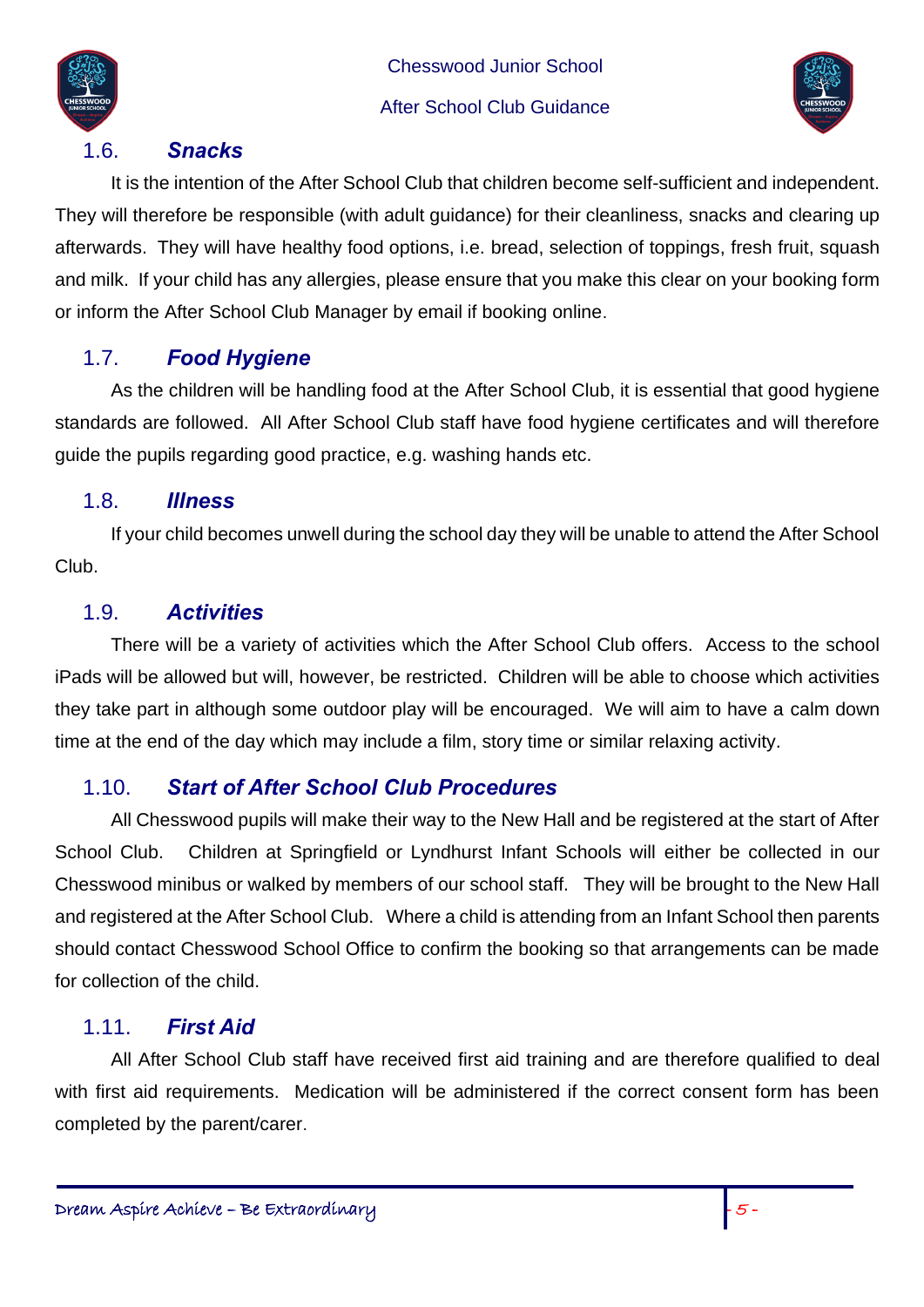### 1.6. *Snacks*

It is the intention of the After School Club that children become self-sufficient and independent. They will therefore be responsible (with adult guidance) for their cleanliness, snacks and clearing up afterwards. They will have healthy food options, i.e. bread, selection of toppings, fresh fruit, squash and milk. If your child has any allergies, please ensure that you make this clear on your booking form or inform the After School Club Manager by email if booking online.

### 1.7. *Food Hygiene*

As the children will be handling food at the After School Club, it is essential that good hygiene standards are followed. All After School Club staff have food hygiene certificates and will therefore guide the pupils regarding good practice, e.g. washing hands etc.

### 1.8. *Illness*

If your child becomes unwell during the school day they will be unable to attend the After School Club.

### 1.9. *Activities*

There will be a variety of activities which the After School Club offers. Access to the school iPads will be allowed but will, however, be restricted. Children will be able to choose which activities they take part in although some outdoor play will be encouraged. We will aim to have a calm down time at the end of the day which may include a film, story time or similar relaxing activity.

### 1.10. *Start of After School Club Procedures*

All Chesswood pupils will make their way to the New Hall and be registered at the start of After School Club. Children at Springfield or Lyndhurst Infant Schools will either be collected in our Chesswood minibus or walked by members of our school staff. They will be brought to the New Hall and registered at the After School Club. Where a child is attending from an Infant School then parents should contact Chesswood School Office to confirm the booking so that arrangements can be made for collection of the child.

### 1.11. *First Aid*

All After School Club staff have received first aid training and are therefore qualified to deal with first aid requirements. Medication will be administered if the correct consent form has been completed by the parent/carer.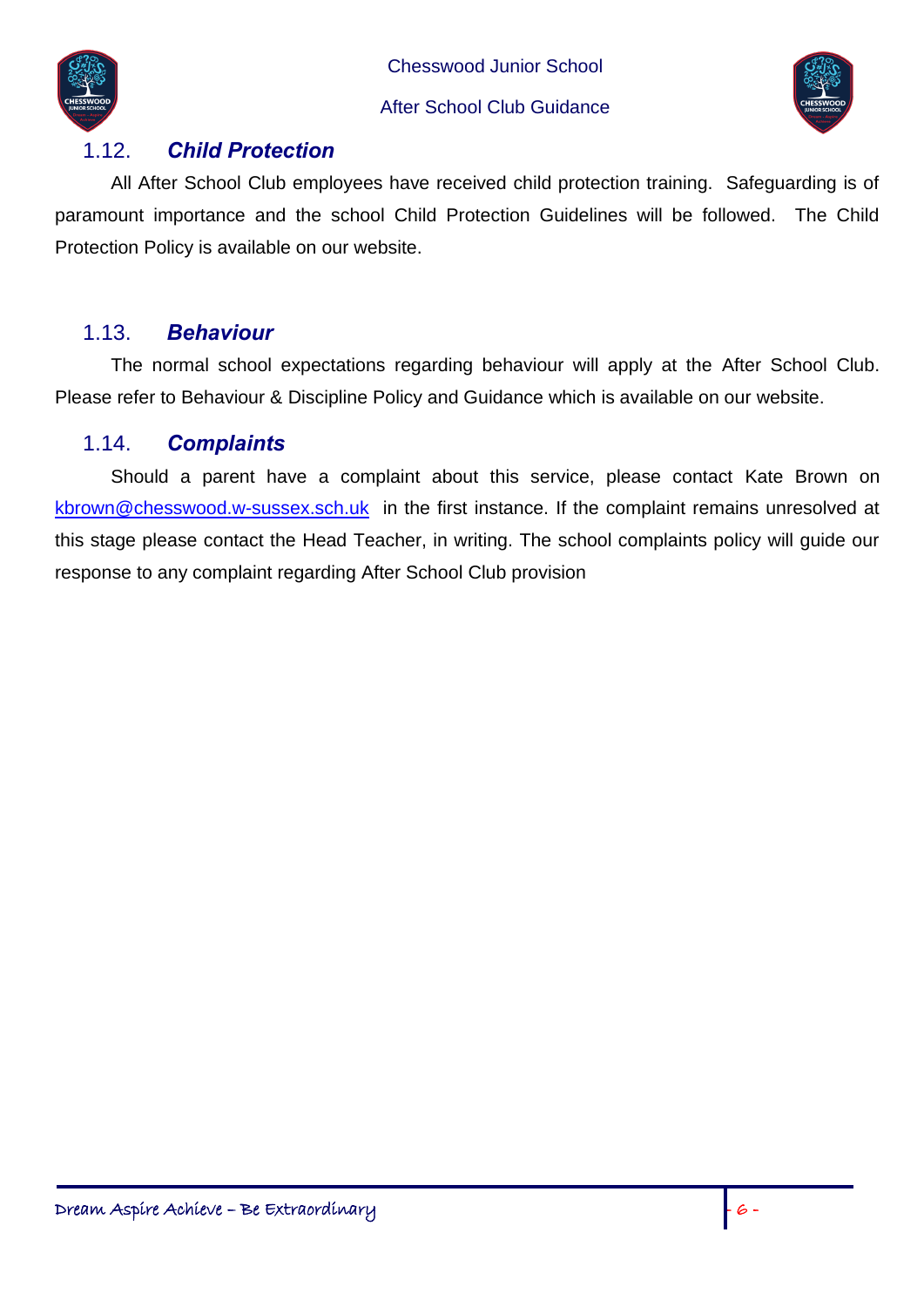### 1.12. *Child Protection*

All After School Club employees have received child protection training. Safeguarding is of paramount importance and the school Child Protection Guidelines will be followed. The Child Protection Policy is available on our website.

### 1.13. *Behaviour*

The normal school expectations regarding behaviour will apply at the After School Club. Please refer to Behaviour & Discipline Policy and Guidance which is available on our website.

### 1.14. *Complaints*

Should a parent have a complaint about this service, please contact Kate Brown on kbrown@chesswood.w-sussex.sch.uk in the first instance. If the complaint remains unresolved at this stage please contact the Head Teacher, in writing. The school complaints policy will guide our response to any complaint regarding After School Club provision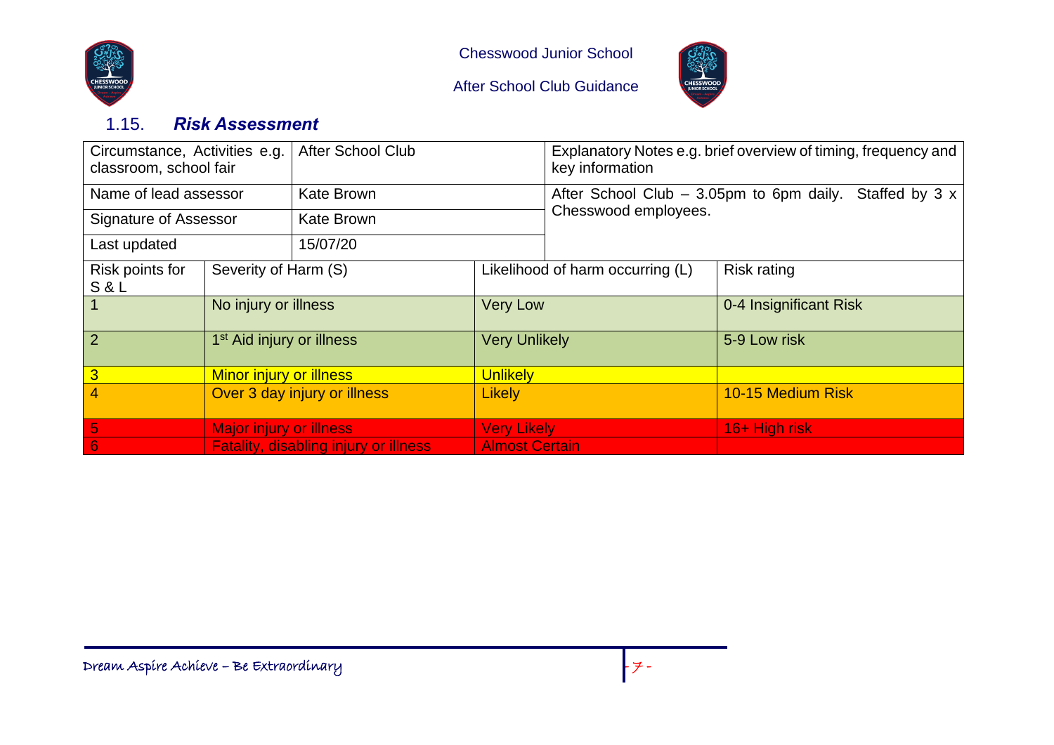## 1.15. ***Risk Assessment***

| Circumstance, Activities e.g. classroom, school fair | After School Club | Explanatory Notes e.g. brief overview of timing, frequency and key information |
|---|---|---|
| Name of lead assessor | Kate Brown | After School Club – 3.05pm to 6pm daily. Staffed by 3 x Chesswood employees. |
| Signature of Assessor | Kate Brown | |
| Last updated | 15/07/20 | |

| Risk points for S & L | Severity of Harm (S) | Likelihood of harm occurring (L) | Risk rating |
|---|---|---|---|
| 1 | No injury or illness | Very Low | 0-4 Insignificant Risk |
| 2 | 1st Aid injury or illness | Very Unlikely | 5-9 Low risk |
| 3 | Minor injury or illness | Unlikely | |
| 4 | Over 3 day injury or illness | Likely | 10-15 Medium Risk |
| 5 | Major injury or illness | Very Likely | 16+ High risk |
| 6 | Fatality, disabling injury or illness | Almost Certain | |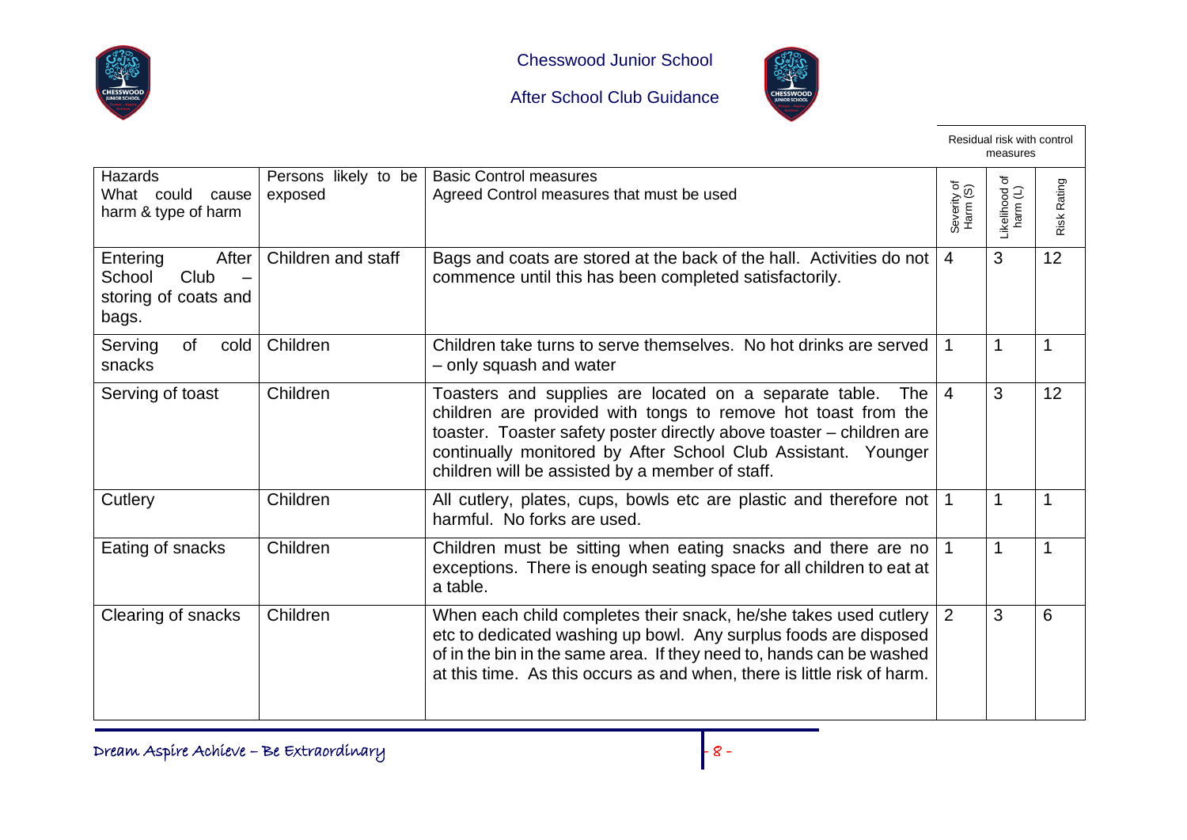| Hazards What could cause harm & type of harm | Persons likely to be exposed | Basic Control measures Agreed Control measures that must be used | Residual risk with control measures | | |
|---|---|---|---|---|---|
| | | | Severity of Harm (S) | Likelihood of harm (L) | Risk Rating |
| Entering After School Club – storing of coats and bags. | Children and staff | Bags and coats are stored at the back of the hall. Activities do not commence until this has been completed satisfactorily. | 4 | 3 | 12 |
| Serving of cold snacks | Children | Children take turns to serve themselves. No hot drinks are served – only squash and water | 1 | 1 | 1 |
| Serving of toast | Children | Toasters and supplies are located on a separate table. The children are provided with tongs to remove hot toast from the toaster. Toaster safety poster directly above toaster – children are continually monitored by After School Club Assistant. Younger children will be assisted by a member of staff. | 4 | 3 | 12 |
| Cutlery | Children | All cutlery, plates, cups, bowls etc are plastic and therefore not harmful. No forks are used. | 1 | 1 | 1 |
| Eating of snacks | Children | Children must be sitting when eating snacks and there are no exceptions. There is enough seating space for all children to eat at a table. | 1 | 1 | 1 |
| Clearing of snacks | Children | When each child completes their snack, he/she takes used cutlery etc to dedicated washing up bowl. Any surplus foods are disposed of in the bin in the same area. If they need to, hands can be washed at this time. As this occurs as and when, there is little risk of harm. | 2 | 3 | 6 |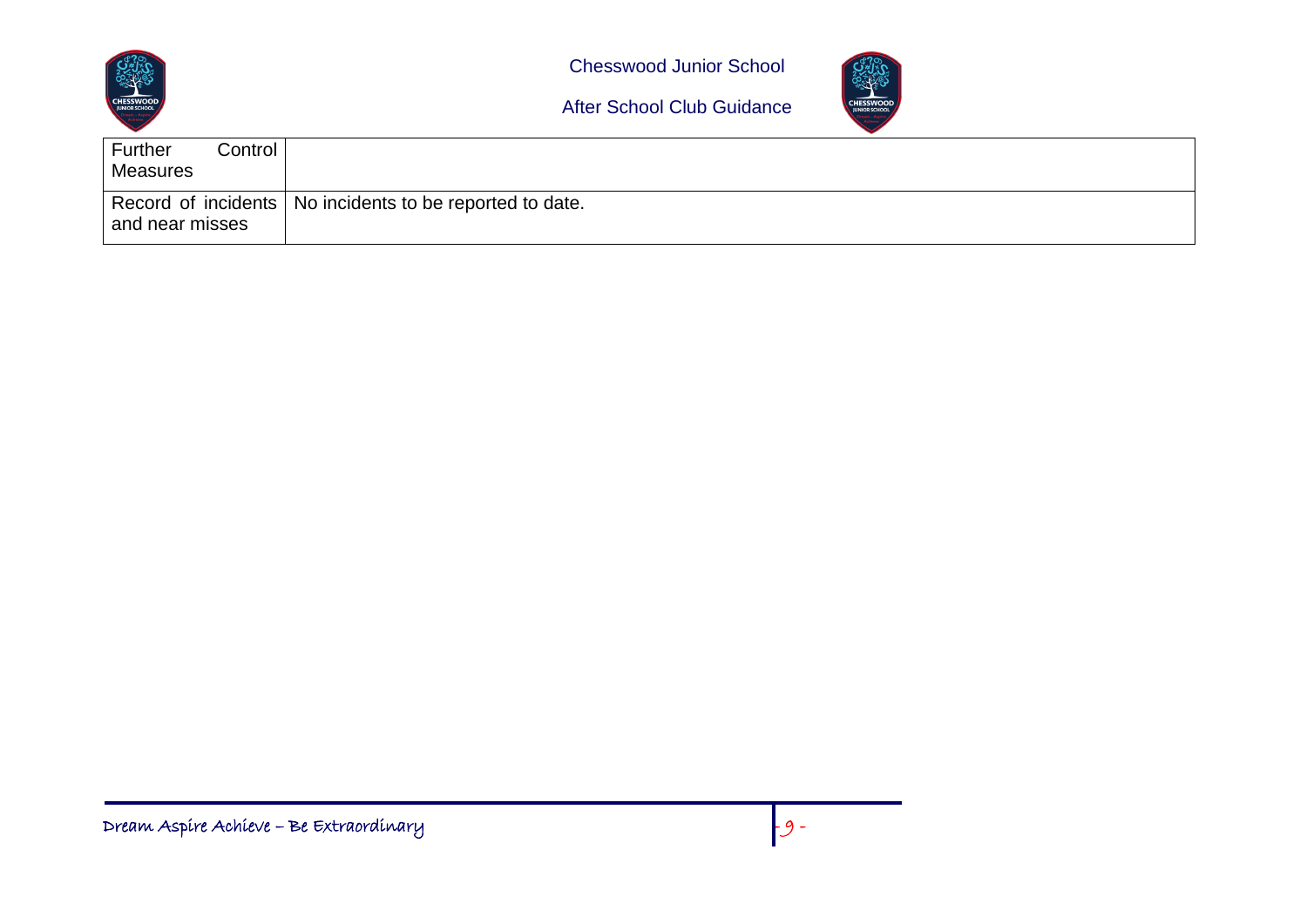| | |
|---|---|
| Further Control Measures | |
| Record of incidents and near misses | No incidents to be reported to date. |